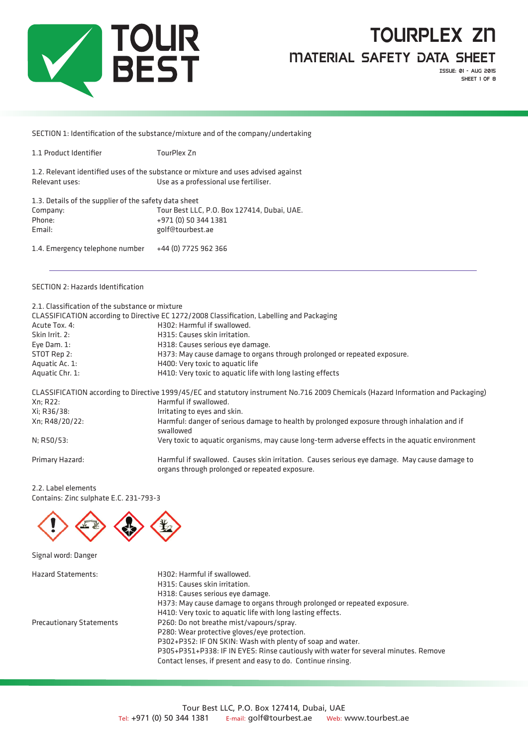# TOURPLEX ZN

## MATERIAL SAFETY DATA SHEET

ISSUE: 01 - AUG 2015

## SECTION 1: Identification of the substance/mixture and of the company/undertaking

1.1 Product Identifier: TourPlex Zn

1.2. Relevant identified uses of the substance or mixture and uses advised against

| | |
|---|---|
| Relevant uses: | Use as a professional use fertiliser. |

1.3. Details of the supplier of the safety data sheet

| | |
|---|---|
| Company: | Tour Best LLC, P.O. Box 127414, Dubai, UAE. |
| Phone: | +971 (0) 50 344 1381 |
| Email: | golf@tourbest.ae |

1.4. Emergency telephone number: +44 (0) 7725 962 366

---

## SECTION 2: Hazards Identification

2.1. Classification of the substance or mixture

CLASSIFICATION according to Directive EC 1272/2008 Classification, Labelling and Packaging

| | |
|---|---|
| Acute Tox. 4: | H302: Harmful if swallowed. |
| Skin Irrit. 2: | H315: Causes skin irritation. |
| Eye Dam. 1: | H318: Causes serious eye damage. |
| STOT Rep 2: | H373: May cause damage to organs through prolonged or repeated exposure. |
| Aquatic Ac. 1: | H400: Very toxic to aquatic life |
| Aquatic Chr. 1: | H410: Very toxic to aquatic life with long lasting effects |

CLASSIFICATION according to Directive 1999/45/EC and statutory instrument No.716 2009 Chemicals (Hazard Information and Packaging)

| | |
|---|---|
| Xn; R22: | Harmful if swallowed. |
| Xi; R36/38: | Irritating to eyes and skin. |
| Xn; R48/20/22: | Harmful: danger of serious damage to health by prolonged exposure through inhalation and if swallowed |
| N; R50/53: | Very toxic to aquatic organisms, may cause long-term adverse effects in the aquatic environment |

| | |
|---|---|
| Primary Hazard: | Harmful if swallowed. Causes skin irritation. Causes serious eye damage. May cause damage to organs through prolonged or repeated exposure. |

2.2. Label elements

Contains: Zinc sulphate E.C. 231-793-3

Signal word: Danger

| | |
|---|---|
| Hazard Statements: | H302: Harmful if swallowed.<br>H315: Causes skin irritation.<br>H318: Causes serious eye damage.<br>H373: May cause damage to organs through prolonged or repeated exposure.<br>H410: Very toxic to aquatic life with long lasting effects. |
| Precautionary Statements | P260: Do not breathe mist/vapours/spray.<br>P280: Wear protective gloves/eye protection.<br>P302+P352: IF ON SKIN: Wash with plenty of soap and water.<br>P305+P351+P338: IF IN EYES: Rinse cautiously with water for several minutes. Remove Contact lenses, if present and easy to do. Continue rinsing. |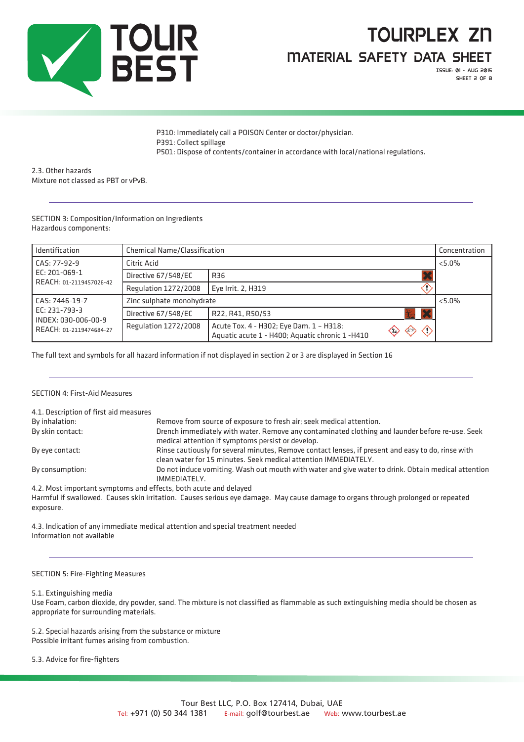P310: Immediately call a POISON Center or doctor/physician.
P391: Collect spillage
P501: Dispose of contents/container in accordance with local/national regulations.

2.3. Other hazards
Mixture not classed as PBT or vPvB.

---

SECTION 3: Composition/Information on Ingredients
Hazardous components:

| Identification | Chemical Name/Classification | | Concentration |
|---|---|---|---|
| CAS: 77-92-9<br>EC: 201-069-1<br>REACH: 01-2119457026-42 | Citric Acid | | <5.0% |
| | Directive 67/548/EC | R36 | |
| | Regulation 1272/2008 | Eye Irrit. 2, H319 | |
| CAS: 7446-19-7<br>EC: 231-793-3<br>INDEX: 030-006-00-9<br>REACH: 01-2119474684-27 | Zinc sulphate monohydrate | | <5.0% |
| | Directive 67/548/EC | R22, R41, R50/53 | |
| | Regulation 1272/2008 | Acute Tox. 4 - H302; Eye Dam. 1 – H318;<br>Aquatic acute 1 - H400; Aquatic chronic 1 -H410 | |

The full text and symbols for all hazard information if not displayed in section 2 or 3 are displayed in Section 16

---

SECTION 4: First-Aid Measures

4.1. Description of first aid measures

By inhalation: Remove from source of exposure to fresh air; seek medical attention.

By skin contact: Drench immediately with water. Remove any contaminated clothing and launder before re-use. Seek medical attention if symptoms persist or develop.

By eye contact: Rinse cautiously for several minutes, Remove contact lenses, if present and easy to do, rinse with clean water for 15 minutes. Seek medical attention IMMEDIATELY.

By consumption: Do not induce vomiting. Wash out mouth with water and give water to drink. Obtain medical attention IMMEDIATELY.

4.2. Most important symptoms and effects, both acute and delayed
Harmful if swallowed. Causes skin irritation. Causes serious eye damage. May cause damage to organs through prolonged or repeated exposure.

4.3. Indication of any immediate medical attention and special treatment needed
Information not available

---

SECTION 5: Fire-Fighting Measures

5.1. Extinguishing media
Use Foam, carbon dioxide, dry powder, sand. The mixture is not classified as flammable as such extinguishing media should be chosen as appropriate for surrounding materials.

5.2. Special hazards arising from the substance or mixture
Possible irritant fumes arising from combustion.

5.3. Advice for fire-fighters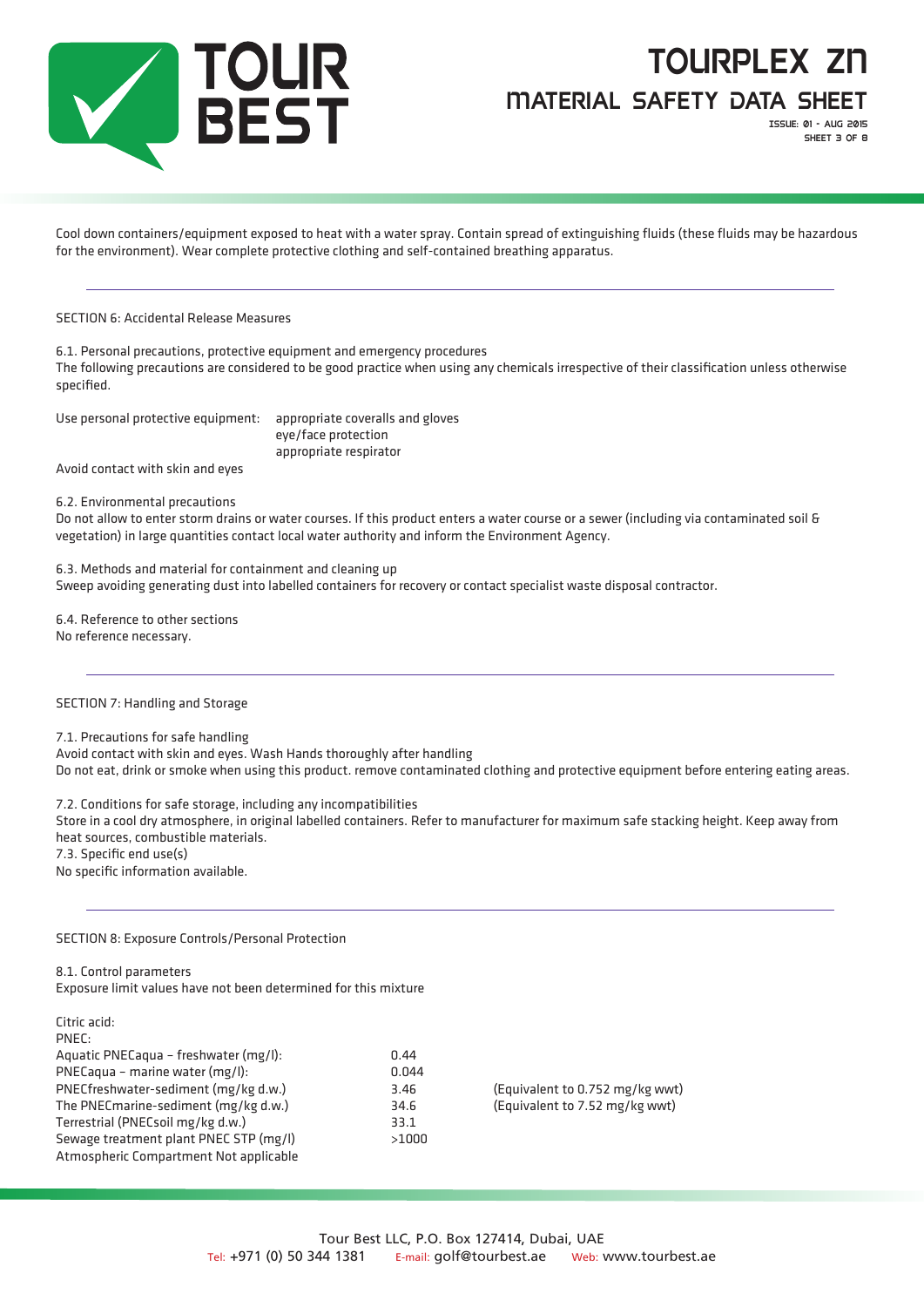Cool down containers/equipment exposed to heat with a water spray. Contain spread of extinguishing fluids (these fluids may be hazardous for the environment). Wear complete protective clothing and self-contained breathing apparatus.

---

## SECTION 6: Accidental Release Measures

6.1. Personal precautions, protective equipment and emergency procedures

The following precautions are considered to be good practice when using any chemicals irrespective of their classification unless otherwise specified.

Use personal protective equipment:
- appropriate coveralls and gloves
- eye/face protection
- appropriate respirator

Avoid contact with skin and eyes

6.2. Environmental precautions

Do not allow to enter storm drains or water courses. If this product enters a water course or a sewer (including via contaminated soil & vegetation) in large quantities contact local water authority and inform the Environment Agency.

6.3. Methods and material for containment and cleaning up

Sweep avoiding generating dust into labelled containers for recovery or contact specialist waste disposal contractor.

6.4. Reference to other sections

No reference necessary.

---

## SECTION 7: Handling and Storage

7.1. Precautions for safe handling

Avoid contact with skin and eyes. Wash Hands thoroughly after handling

Do not eat, drink or smoke when using this product. remove contaminated clothing and protective equipment before entering eating areas.

7.2. Conditions for safe storage, including any incompatibilities

Store in a cool dry atmosphere, in original labelled containers. Refer to manufacturer for maximum safe stacking height. Keep away from heat sources, combustible materials.

7.3. Specific end use(s)

No specific information available.

---

## SECTION 8: Exposure Controls/Personal Protection

8.1. Control parameters

Exposure limit values have not been determined for this mixture

Citric acid:

PNEC:

| | | |
|---|---|---|
| Aquatic PNECaqua – freshwater (mg/l): | 0.44 | |
| PNECaqua – marine water (mg/l): | 0.044 | |
| PNECfreshwater-sediment (mg/kg d.w.) | 3.46 | (Equivalent to 0.752 mg/kg wwt) |
| The PNECmarine-sediment (mg/kg d.w.) | 34.6 | (Equivalent to 7.52 mg/kg wwt) |
| Terrestrial (PNECsoil mg/kg d.w.) | 33.1 | |
| Sewage treatment plant PNEC STP (mg/l) | >1000 | |
| Atmospheric Compartment Not applicable | | |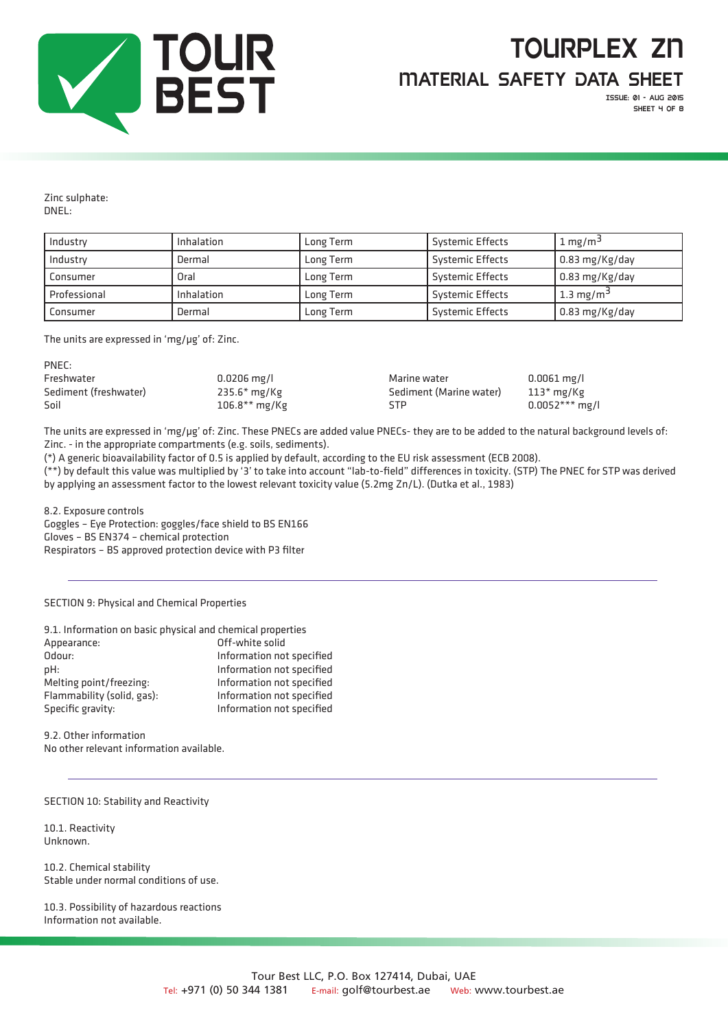Zinc sulphate:
DNEL:

| Industry | Inhalation | Long Term | Systemic Effects | 1 mg/m$^3$ |
|---|---|---|---|---|
| Industry | Dermal | Long Term | Systemic Effects | 0.83 mg/Kg/day |
| Consumer | Oral | Long Term | Systemic Effects | 0.83 mg/Kg/day |
| Professional | Inhalation | Long Term | Systemic Effects | 1.3 mg/m$^3$ |
| Consumer | Dermal | Long Term | Systemic Effects | 0.83 mg/Kg/day |

The units are expressed in 'mg/µg' of: Zinc.

PNEC:

| | | | |
|---|---|---|---|
| Freshwater | 0.0206 mg/l | Marine water | 0.0061 mg/l |
| Sediment (freshwater) | 235.6* mg/Kg | Sediment (Marine water) | 113* mg/Kg |
| Soil | 106.8** mg/Kg | STP | 0.0052*** mg/l |

The units are expressed in 'mg/µg' of: Zinc. These PNECs are added value PNECs- they are to be added to the natural background levels of: Zinc. - in the appropriate compartments (e.g. soils, sediments).

(*) A generic bioavailability factor of 0.5 is applied by default, according to the EU risk assessment (ECB 2008).

(**) by default this value was multiplied by '3' to take into account "lab-to-field" differences in toxicity. (STP) The PNEC for STP was derived by applying an assessment factor to the lowest relevant toxicity value (5.2mg Zn/L). (Dutka et al., 1983)

8.2. Exposure controls
Goggles – Eye Protection: goggles/face shield to BS EN166
Gloves – BS EN374 – chemical protection
Respirators – BS approved protection device with P3 filter

---

## SECTION 9: Physical and Chemical Properties

9.1. Information on basic physical and chemical properties

| | |
|---|---|
| Appearance: | Off-white solid |
| Odour: | Information not specified |
| pH: | Information not specified |
| Melting point/freezing: | Information not specified |
| Flammability (solid, gas): | Information not specified |
| Specific gravity: | Information not specified |

9.2. Other information
No other relevant information available.

---

## SECTION 10: Stability and Reactivity

10.1. Reactivity
Unknown.

10.2. Chemical stability
Stable under normal conditions of use.

10.3. Possibility of hazardous reactions
Information not available.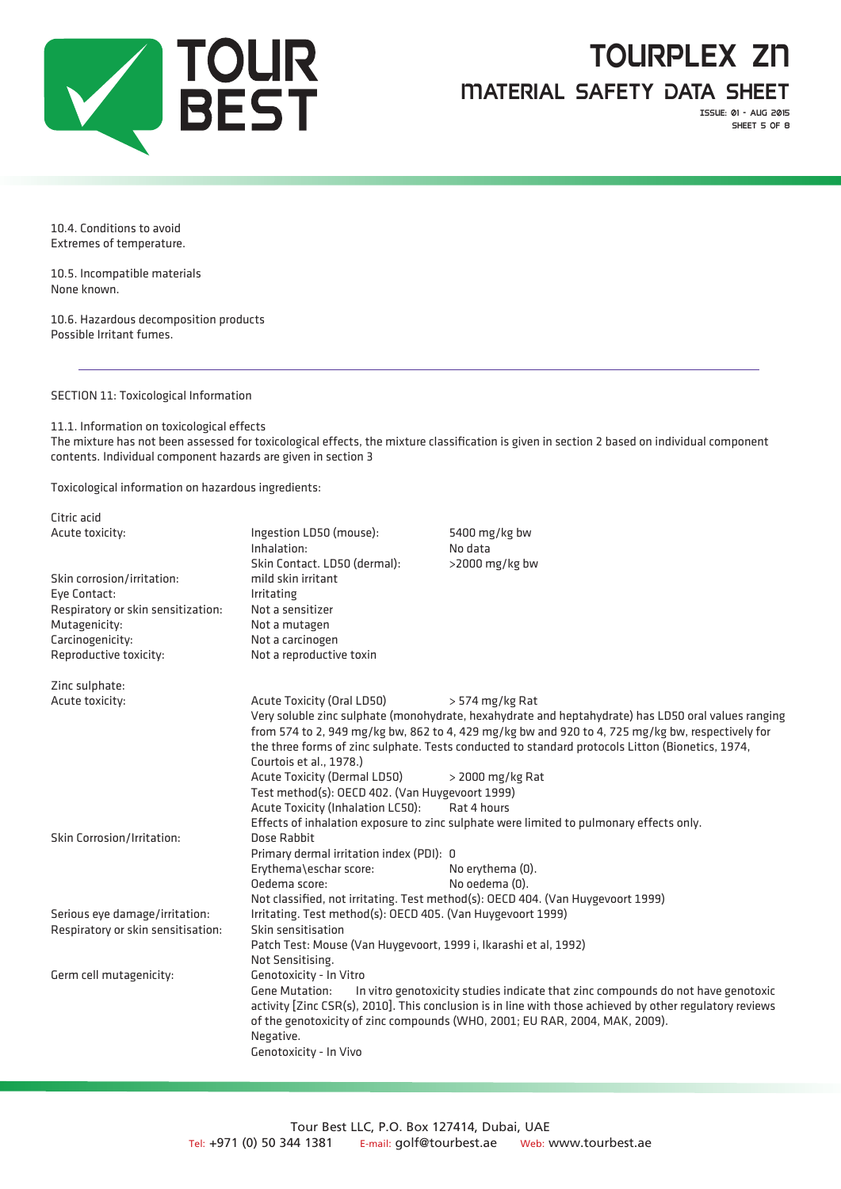10.4. Conditions to avoid
Extremes of temperature.

10.5. Incompatible materials
None known.

10.6. Hazardous decomposition products
Possible Irritant fumes.

---

## SECTION 11: Toxicological Information

11.1. Information on toxicological effects
The mixture has not been assessed for toxicological effects, the mixture classification is given in section 2 based on individual component contents. Individual component hazards are given in section 3

Toxicological information on hazardous ingredients:

**Citric acid**

| | | |
|---|---|---|
| Acute toxicity: | Ingestion LD50 (mouse): | 5400 mg/kg bw |
| | Inhalation: | No data |
| | Skin Contact. LD50 (dermal): | >2000 mg/kg bw |
| Skin corrosion/irritation: | mild skin irritant | |
| Eye Contact: | Irritating | |
| Respiratory or skin sensitization: | Not a sensitizer | |
| Mutagenicity: | Not a mutagen | |
| Carcinogenicity: | Not a carcinogen | |
| Reproductive toxicity: | Not a reproductive toxin | |

**Zinc sulphate:**

Acute toxicity:
- Acute Toxicity (Oral LD50) > 574 mg/kg Rat
  Very soluble zinc sulphate (monohydrate, hexahydrate and heptahydrate) has LD50 oral values ranging from 574 to 2, 949 mg/kg bw, 862 to 4, 429 mg/kg bw and 920 to 4, 725 mg/kg bw, respectively for the three forms of zinc sulphate. Tests conducted to standard protocols Litton (Bionetics, 1974, Courtois et al., 1978.)
- Acute Toxicity (Dermal LD50) > 2000 mg/kg Rat
  Test method(s): OECD 402. (Van Huygevoort 1999)
- Acute Toxicity (Inhalation LC50): Rat 4 hours
  Effects of inhalation exposure to zinc sulphate were limited to pulmonary effects only.

Skin Corrosion/Irritation:
- Dose Rabbit
- Primary dermal irritation index (PDI): 0
- Erythema\eschar score: No erythema (0).
- Oedema score: No oedema (0).
- Not classified, not irritating. Test method(s): OECD 404. (Van Huygevoort 1999)

Serious eye damage/irritation:
- Irritating. Test method(s): OECD 405. (Van Huygevoort 1999)

Respiratory or skin sensitisation:
- Skin sensitisation
- Patch Test: Mouse (Van Huygevoort, 1999 i, Ikarashi et al, 1992)
- Not Sensitising.

Germ cell mutagenicity:
- Genotoxicity - In Vitro
- Gene Mutation: In vitro genotoxicity studies indicate that zinc compounds do not have genotoxic activity [Zinc CSR(s), 2010]. This conclusion is in line with those achieved by other regulatory reviews of the genotoxicity of zinc compounds (WHO, 2001; EU RAR, 2004, MAK, 2009).
- Negative.
- Genotoxicity - In Vivo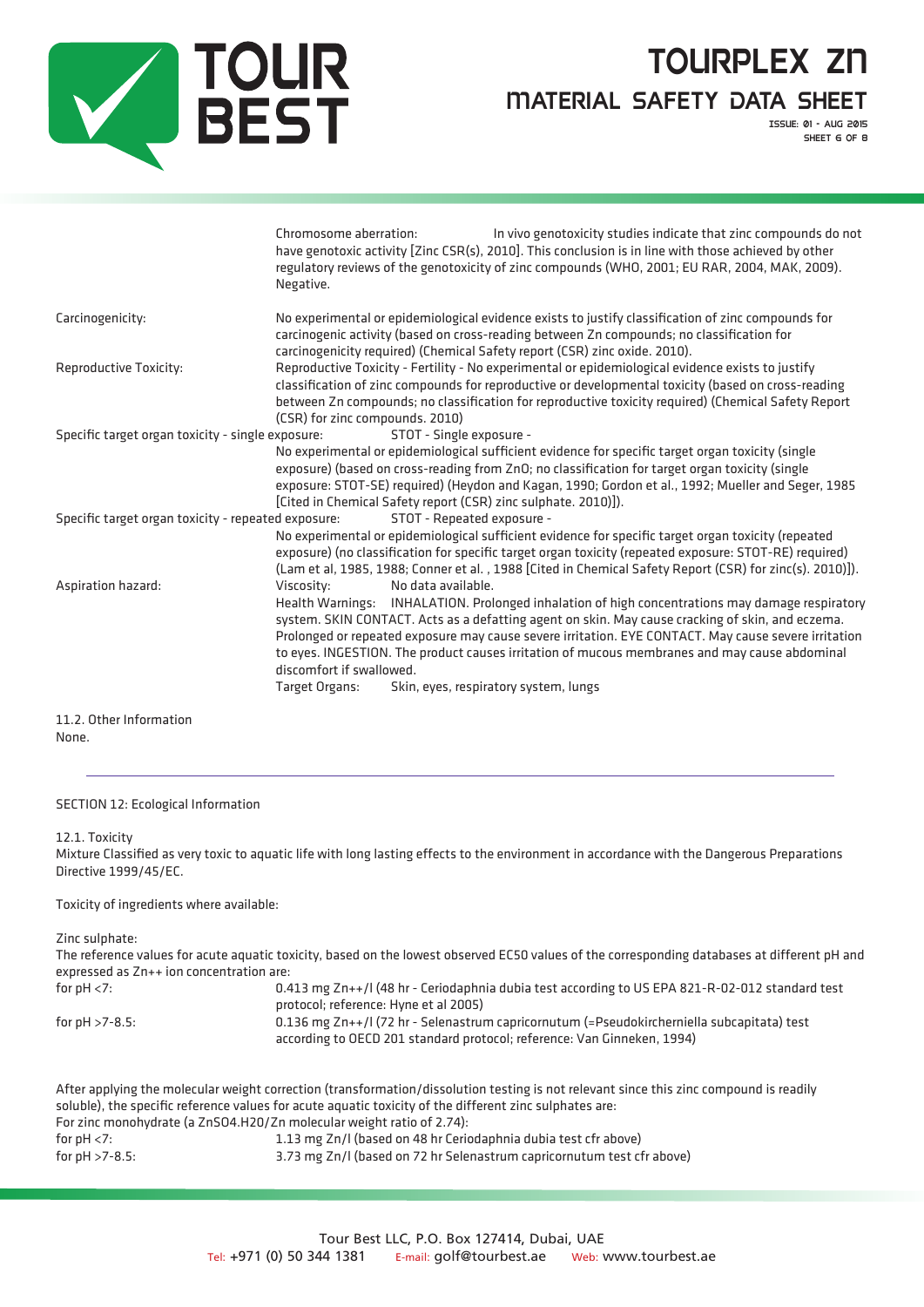Chromosome aberration: In vivo genotoxicity studies indicate that zinc compounds do not have genotoxic activity [Zinc CSR(s), 2010]. This conclusion is in line with those achieved by other regulatory reviews of the genotoxicity of zinc compounds (WHO, 2001; EU RAR, 2004, MAK, 2009). Negative.

Carcinogenicity: No experimental or epidemiological evidence exists to justify classification of zinc compounds for carcinogenic activity (based on cross-reading between Zn compounds; no classification for carcinogenicity required) (Chemical Safety report (CSR) zinc oxide. 2010).

Reproductive Toxicity: Reproductive Toxicity - Fertility - No experimental or epidemiological evidence exists to justify classification of zinc compounds for reproductive or developmental toxicity (based on cross-reading between Zn compounds; no classification for reproductive toxicity required) (Chemical Safety Report (CSR) for zinc compounds. 2010)

Specific target organ toxicity - single exposure: STOT - Single exposure -
No experimental or epidemiological sufficient evidence for specific target organ toxicity (single exposure) (based on cross-reading from ZnO; no classification for target organ toxicity (single exposure: STOT-SE) required) (Heydon and Kagan, 1990; Gordon et al., 1992; Mueller and Seger, 1985 [Cited in Chemical Safety report (CSR) zinc sulphate. 2010)]).

Specific target organ toxicity - repeated exposure: STOT - Repeated exposure -
No experimental or epidemiological sufficient evidence for specific target organ toxicity (repeated exposure) (no classification for specific target organ toxicity (repeated exposure: STOT-RE) required) (Lam et al, 1985, 1988; Conner et al. , 1988 [Cited in Chemical Safety Report (CSR) for zinc(s). 2010)]).

Aspiration hazard: Viscosity: No data available.
Health Warnings: INHALATION. Prolonged inhalation of high concentrations may damage respiratory system. SKIN CONTACT. Acts as a defatting agent on skin. May cause cracking of skin, and eczema. Prolonged or repeated exposure may cause severe irritation. EYE CONTACT. May cause severe irritation to eyes. INGESTION. The product causes irritation of mucous membranes and may cause abdominal discomfort if swallowed.
Target Organs: Skin, eyes, respiratory system, lungs

11.2. Other Information
None.

---

## SECTION 12: Ecological Information

12.1. Toxicity
Mixture Classified as very toxic to aquatic life with long lasting effects to the environment in accordance with the Dangerous Preparations Directive 1999/45/EC.

Toxicity of ingredients where available:

Zinc sulphate:
The reference values for acute aquatic toxicity, based on the lowest observed EC50 values of the corresponding databases at different pH and expressed as Zn++ ion concentration are:

| | |
|---|---|
| for pH <7: | 0.413 mg Zn++/l (48 hr - Ceriodaphnia dubia test according to US EPA 821-R-02-012 standard test protocol; reference: Hyne et al 2005) |
| for pH >7-8.5: | 0.136 mg Zn++/l (72 hr - Selenastrum capricornutum (=Pseudokircherniella subcapitata) test according to OECD 201 standard protocol; reference: Van Ginneken, 1994) |

After applying the molecular weight correction (transformation/dissolution testing is not relevant since this zinc compound is readily soluble), the specific reference values for acute aquatic toxicity of the different zinc sulphates are:
For zinc monohydrate (a ZnSO4.H2O/Zn molecular weight ratio of 2.74):

| | |
|---|---|
| for pH <7: | 1.13 mg Zn/l (based on 48 hr Ceriodaphnia dubia test cfr above) |
| for pH >7-8.5: | 3.73 mg Zn/l (based on 72 hr Selenastrum capricornutum test cfr above) |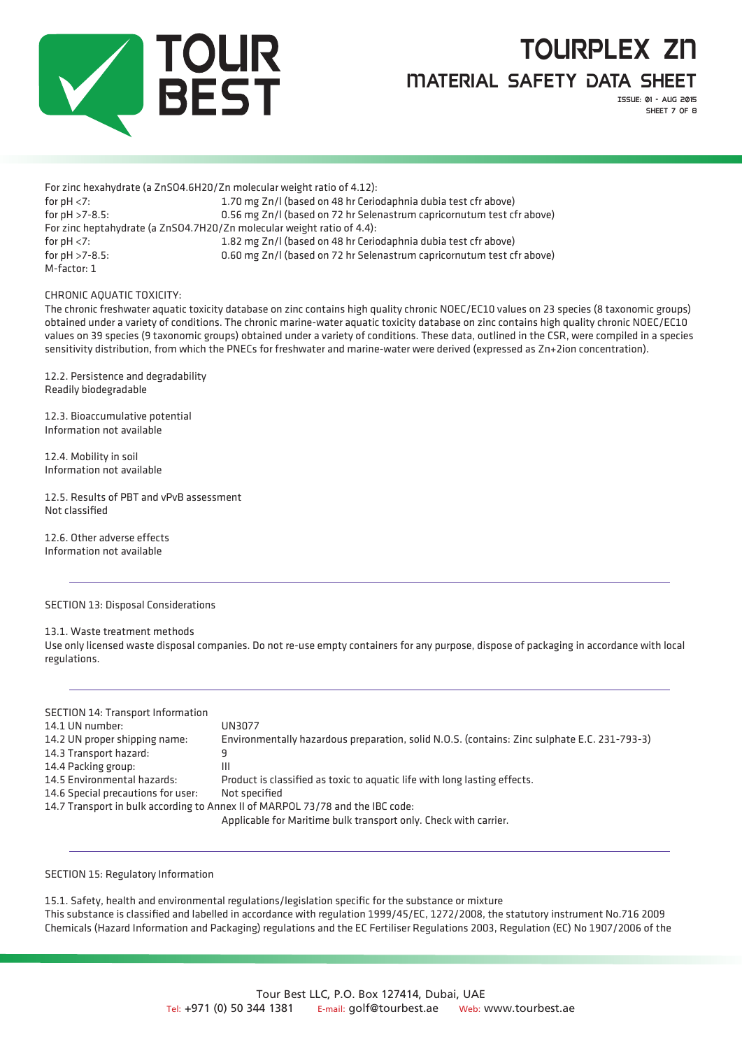For zinc hexahydrate (a ZnSO4.6H20/Zn molecular weight ratio of 4.12):

| | |
|---|---|
| for pH <7: | 1.70 mg Zn/l (based on 48 hr Ceriodaphnia dubia test cfr above) |
| for pH >7-8.5: | 0.56 mg Zn/l (based on 72 hr Selenastrum capricornutum test cfr above) |

For zinc heptahydrate (a ZnSO4.7H20/Zn molecular weight ratio of 4.4):

| | |
|---|---|
| for pH <7: | 1.82 mg Zn/l (based on 48 hr Ceriodaphnia dubia test cfr above) |
| for pH >7-8.5: | 0.60 mg Zn/l (based on 72 hr Selenastrum capricornutum test cfr above) |

M-factor: 1

CHRONIC AQUATIC TOXICITY:

The chronic freshwater aquatic toxicity database on zinc contains high quality chronic NOEC/EC10 values on 23 species (8 taxonomic groups) obtained under a variety of conditions. The chronic marine-water aquatic toxicity database on zinc contains high quality chronic NOEC/EC10 values on 39 species (9 taxonomic groups) obtained under a variety of conditions. These data, outlined in the CSR, were compiled in a species sensitivity distribution, from which the PNECs for freshwater and marine-water were derived (expressed as Zn+2ion concentration).

12.2. Persistence and degradability
Readily biodegradable

12.3. Bioaccumulative potential
Information not available

12.4. Mobility in soil
Information not available

12.5. Results of PBT and vPvB assessment
Not classified

12.6. Other adverse effects
Information not available

---

## SECTION 13: Disposal Considerations

13.1. Waste treatment methods
Use only licensed waste disposal companies. Do not re-use empty containers for any purpose, dispose of packaging in accordance with local regulations.

---

## SECTION 14: Transport Information

| | |
|---|---|
| 14.1 UN number: | UN3077 |
| 14.2 UN proper shipping name: | Environmentally hazardous preparation, solid N.O.S. (contains: Zinc sulphate E.C. 231-793-3) |
| 14.3 Transport hazard: | 9 |
| 14.4 Packing group: | III |
| 14.5 Environmental hazards: | Product is classified as toxic to aquatic life with long lasting effects. |
| 14.6 Special precautions for user: | Not specified |

14.7 Transport in bulk according to Annex II of MARPOL 73/78 and the IBC code:
Applicable for Maritime bulk transport only. Check with carrier.

---

## SECTION 15: Regulatory Information

15.1. Safety, health and environmental regulations/legislation specific for the substance or mixture
This substance is classified and labelled in accordance with regulation 1999/45/EC, 1272/2008, the statutory instrument No.716 2009 Chemicals (Hazard Information and Packaging) regulations and the EC Fertiliser Regulations 2003, Regulation (EC) No 1907/2006 of the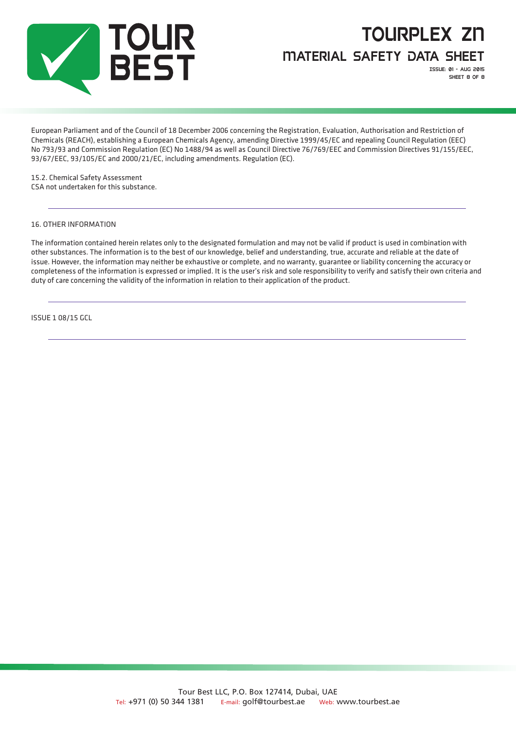European Parliament and of the Council of 18 December 2006 concerning the Registration, Evaluation, Authorisation and Restriction of Chemicals (REACH), establishing a European Chemicals Agency, amending Directive 1999/45/EC and repealing Council Regulation (EEC) No 793/93 and Commission Regulation (EC) No 1488/94 as well as Council Directive 76/769/EEC and Commission Directives 91/155/EEC, 93/67/EEC, 93/105/EC and 2000/21/EC, including amendments. Regulation (EC).

15.2. Chemical Safety Assessment
CSA not undertaken for this substance.

---

## 16. OTHER INFORMATION

The information contained herein relates only to the designated formulation and may not be valid if product is used in combination with other substances. The information is to the best of our knowledge, belief and understanding, true, accurate and reliable at the date of issue. However, the information may neither be exhaustive or complete, and no warranty, guarantee or liability concerning the accuracy or completeness of the information is expressed or implied. It is the user's risk and sole responsibility to verify and satisfy their own criteria and duty of care concerning the validity of the information in relation to their application of the product.

---

ISSUE 1 08/15 GCL

---